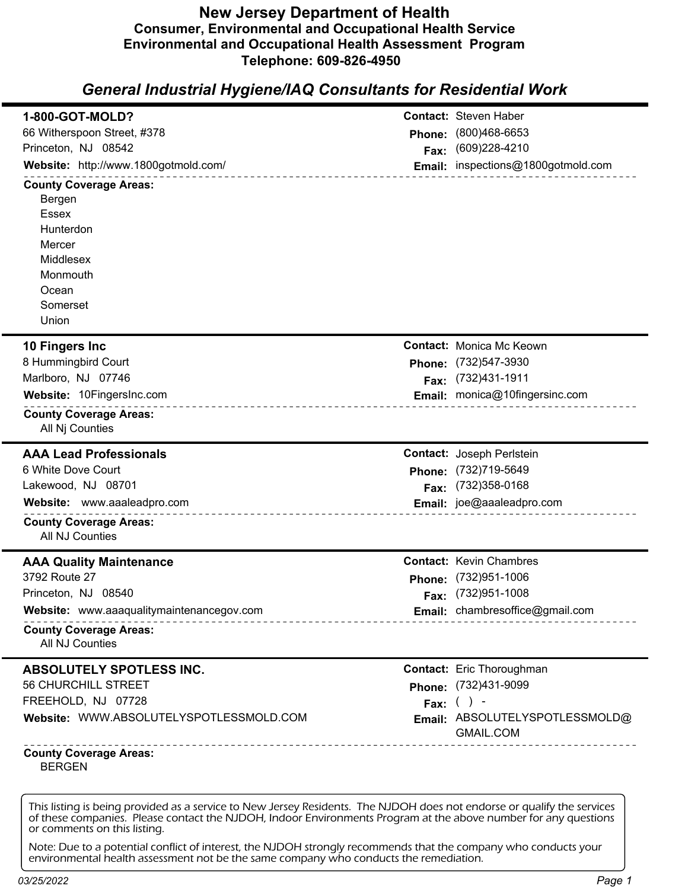# New Jersey Department of Health

## Consumer, Environmental and Occupational Health Service

## Environmental and Occupational Health Assessment Program

## Telephone: 609-826-4950

## *General Industrial Hygiene/IAQ Consultants for Residential Work*

---

### 1-800-GOT-MOLD?

66 Witherspoon Street, #378
Princeton, NJ 08542
**Website:** http://www.1800gotmold.com/

**Contact:** Steven Haber
**Phone:** (800)468-6653
**Fax:** (609)228-4210
**Email:** inspections@1800gotmold.com

**County Coverage Areas:**
- Bergen
- Essex
- Hunterdon
- Mercer
- Middlesex
- Monmouth
- Ocean
- Somerset
- Union

---

### 10 Fingers Inc

8 Hummingbird Court
Marlboro, NJ 07746
**Website:** 10FingersInc.com

**Contact:** Monica Mc Keown
**Phone:** (732)547-3930
**Fax:** (732)431-1911
**Email:** monica@10fingersinc.com

**County Coverage Areas:**
- All Nj Counties

---

### AAA Lead Professionals

6 White Dove Court
Lakewood, NJ 08701
**Website:** www.aaaleadpro.com

**Contact:** Joseph Perlstein
**Phone:** (732)719-5649
**Fax:** (732)358-0168
**Email:** joe@aaaleadpro.com

**County Coverage Areas:**
- All NJ Counties

---

### AAA Quality Maintenance

3792 Route 27
Princeton, NJ 08540
**Website:** www.aaaqualitymaintenancegov.com

**Contact:** Kevin Chambres
**Phone:** (732)951-1006
**Fax:** (732)951-1008
**Email:** chambresoffice@gmail.com

**County Coverage Areas:**
- All NJ Counties

---

### ABSOLUTELY SPOTLESS INC.

56 CHURCHILL STREET
FREEHOLD, NJ 07728
**Website:** WWW.ABSOLUTELYSPOTLESSMOLD.COM

**Contact:** Eric Thoroughman
**Phone:** (732)431-9099
**Fax:** ( ) -
**Email:** ABSOLUTELYSPOTLESSMOLD@GMAIL.COM

**County Coverage Areas:**
- BERGEN

---

This listing is being provided as a service to New Jersey Residents. The NJDOH does not endorse or qualify the services of these companies. Please contact the NJDOH, Indoor Environments Program at the above number for any questions or comments on this listing.

Note: Due to a potential conflict of interest, the NJDOH strongly recommends that the company who conducts your environmental health assessment not be the same company who conducts the remediation.

*03/25/2022*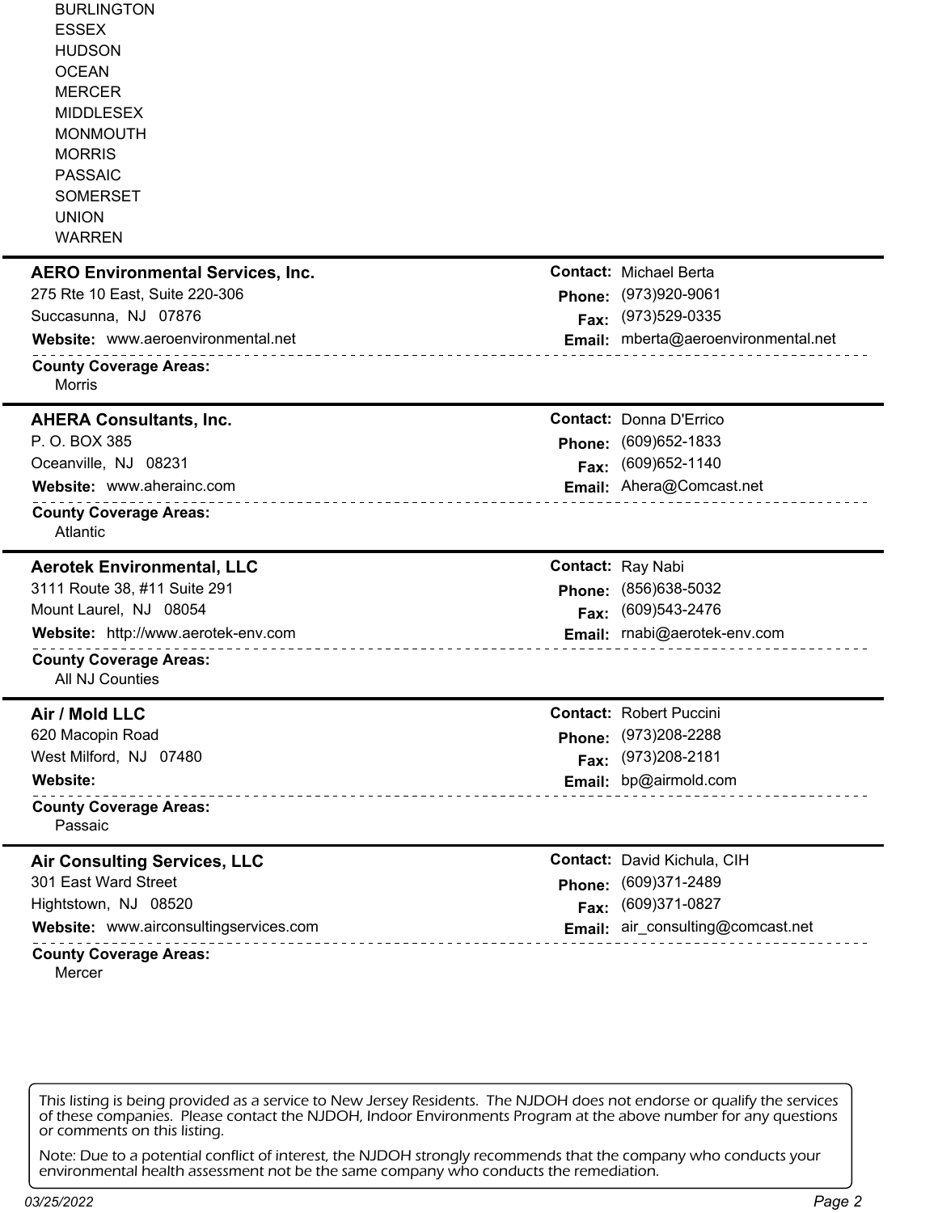BURLINGTON
ESSEX
HUDSON
OCEAN
MERCER
MIDDLESEX
MONMOUTH
MORRIS
PASSAIC
SOMERSET
UNION
WARREN

---

**AERO Environmental Services, Inc.**
275 Rte 10 East, Suite 220-306
Succasunna, NJ 07876
**Website:** www.aeroenvironmental.net

**Contact:** Michael Berta
**Phone:** (973)920-9061
**Fax:** (973)529-0335
**Email:** mberta@aeroenvironmental.net

**County Coverage Areas:**
Morris

---

**AHERA Consultants, Inc.**
P. O. BOX 385
Oceanville, NJ 08231
**Website:** www.aherainc.com

**Contact:** Donna D'Errico
**Phone:** (609)652-1833
**Fax:** (609)652-1140
**Email:** Ahera@Comcast.net

**County Coverage Areas:**
Atlantic

---

**Aerotek Environmental, LLC**
3111 Route 38, #11 Suite 291
Mount Laurel, NJ 08054
**Website:** http://www.aerotek-env.com

**Contact:** Ray Nabi
**Phone:** (856)638-5032
**Fax:** (609)543-2476
**Email:** rnabi@aerotek-env.com

**County Coverage Areas:**
All NJ Counties

---

**Air / Mold LLC**
620 Macopin Road
West Milford, NJ 07480
**Website:**

**Contact:** Robert Puccini
**Phone:** (973)208-2288
**Fax:** (973)208-2181
**Email:** bp@airmold.com

**County Coverage Areas:**
Passaic

---

**Air Consulting Services, LLC**
301 East Ward Street
Hightstown, NJ 08520
**Website:** www.airconsultingservices.com

**Contact:** David Kichula, CIH
**Phone:** (609)371-2489
**Fax:** (609)371-0827
**Email:** air_consulting@comcast.net

**County Coverage Areas:**
Mercer

---

This listing is being provided as a service to New Jersey Residents. The NJDOH does not endorse or qualify the services of these companies. Please contact the NJDOH, Indoor Environments Program at the above number for any questions or comments on this listing.

Note: Due to a potential conflict of interest, the NJDOH strongly recommends that the company who conducts your environmental health assessment not be the same company who conducts the remediation.

03/25/2022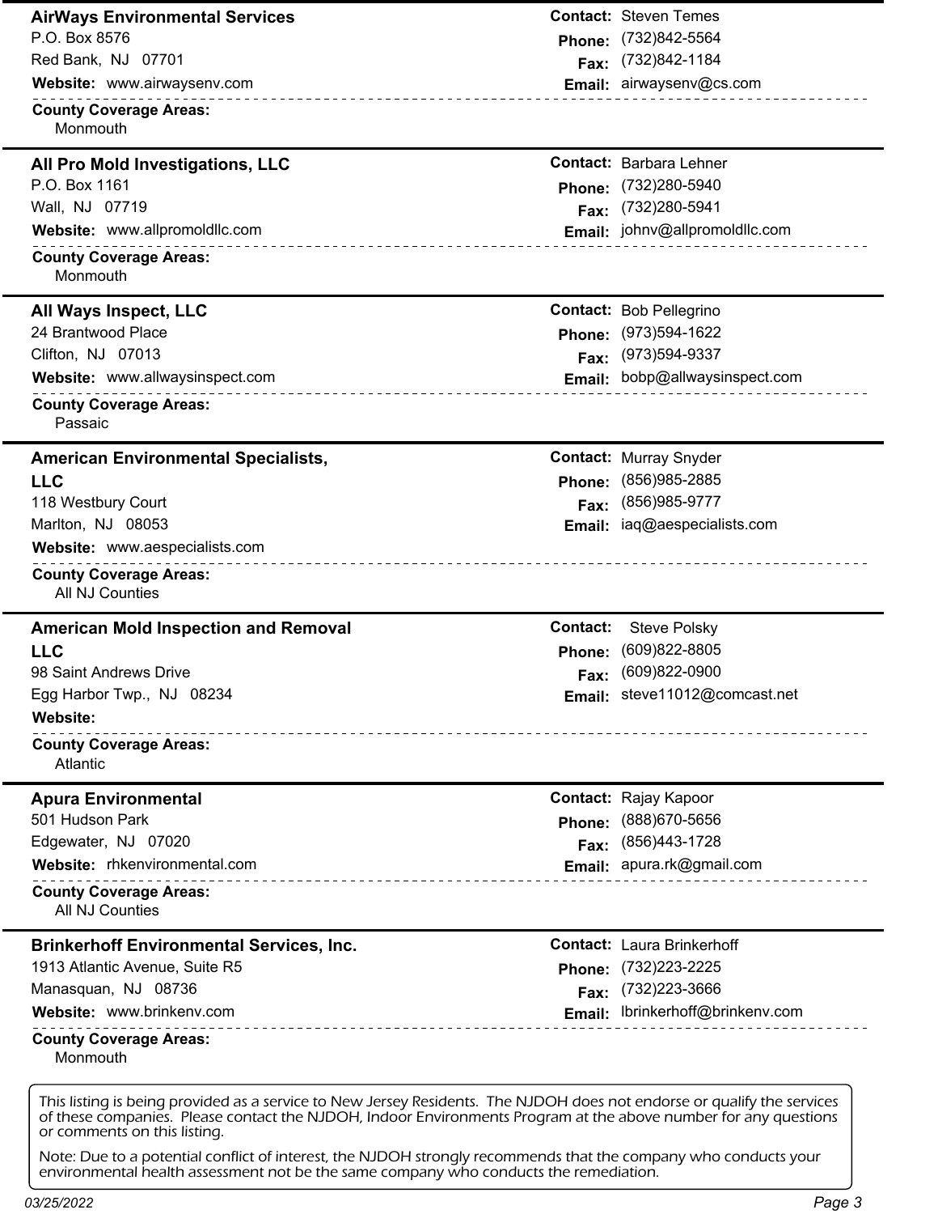## AirWays Environmental Services

P.O. Box 8576
Red Bank, NJ 07701

**Website:** www.airwaysenv.com

**Contact:** Steven Temes
**Phone:** (732)842-5564
**Fax:** (732)842-1184
**Email:** airwaysenv@cs.com

**County Coverage Areas:**
Monmouth

## All Pro Mold Investigations, LLC

P.O. Box 1161
Wall, NJ 07719

**Website:** www.allpromoldllc.com

**Contact:** Barbara Lehner
**Phone:** (732)280-5940
**Fax:** (732)280-5941
**Email:** johnv@allpromoldllc.com

**County Coverage Areas:**
Monmouth

## All Ways Inspect, LLC

24 Brantwood Place
Clifton, NJ 07013

**Website:** www.allwaysinspect.com

**Contact:** Bob Pellegrino
**Phone:** (973)594-1622
**Fax:** (973)594-9337
**Email:** bobp@allwaysinspect.com

**County Coverage Areas:**
Passaic

## American Environmental Specialists, LLC

118 Westbury Court
Marlton, NJ 08053

**Website:** www.aespecialists.com

**Contact:** Murray Snyder
**Phone:** (856)985-2885
**Fax:** (856)985-9777
**Email:** iaq@aespecialists.com

**County Coverage Areas:**
All NJ Counties

## American Mold Inspection and Removal LLC

98 Saint Andrews Drive
Egg Harbor Twp., NJ 08234

**Website:**

**Contact:** Steve Polsky
**Phone:** (609)822-8805
**Fax:** (609)822-0900
**Email:** steve11012@comcast.net

**County Coverage Areas:**
Atlantic

## Apura Environmental

501 Hudson Park
Edgewater, NJ 07020

**Website:** rhkenvironmental.com

**Contact:** Rajay Kapoor
**Phone:** (888)670-5656
**Fax:** (856)443-1728
**Email:** apura.rk@gmail.com

**County Coverage Areas:**
All NJ Counties

## Brinkerhoff Environmental Services, Inc.

1913 Atlantic Avenue, Suite R5
Manasquan, NJ 08736

**Website:** www.brinkenv.com

**Contact:** Laura Brinkerhoff
**Phone:** (732)223-2225
**Fax:** (732)223-3666
**Email:** lbrinkerhoff@brinkenv.com

**County Coverage Areas:**
Monmouth

This listing is being provided as a service to New Jersey Residents. The NJDOH does not endorse or qualify the services of these companies. Please contact the NJDOH, Indoor Environments Program at the above number for any questions or comments on this listing.

Note: Due to a potential conflict of interest, the NJDOH strongly recommends that the company who conducts your environmental health assessment not be the same company who conducts the remediation.

03/25/2022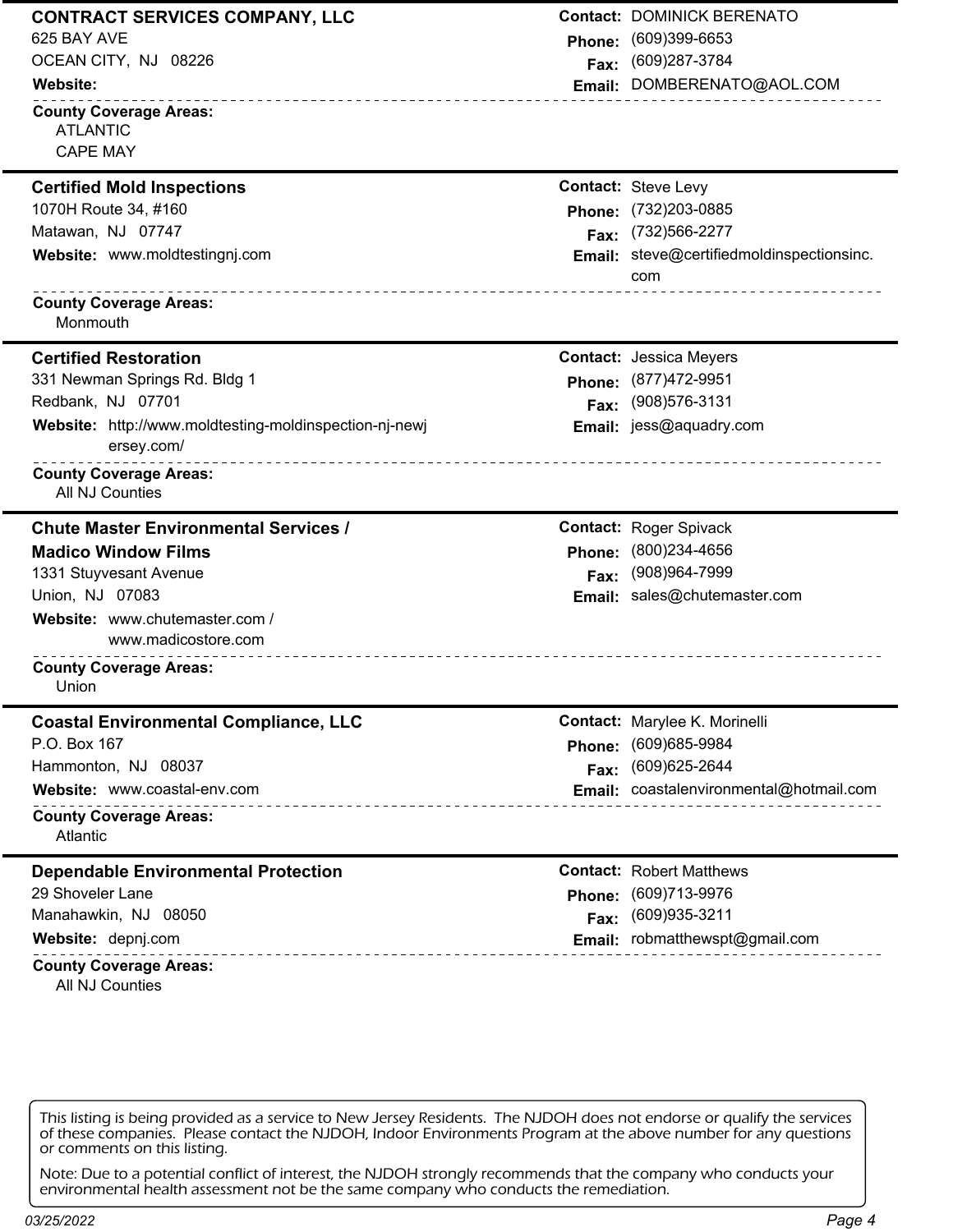**CONTRACT SERVICES COMPANY, LLC**
625 BAY AVE
OCEAN CITY, NJ 08226
**Website:**

**Contact:** DOMINICK BERENATO
**Phone:** (609)399-6653
**Fax:** (609)287-3784
**Email:** DOMBERENATO@AOL.COM

**County Coverage Areas:**
ATLANTIC
CAPE MAY

---

**Certified Mold Inspections**
1070H Route 34, #160
Matawan, NJ 07747
**Website:** www.moldtestingnj.com

**Contact:** Steve Levy
**Phone:** (732)203-0885
**Fax:** (732)566-2277
**Email:** steve@certifiedmoldinspectionsinc.com

**County Coverage Areas:**
Monmouth

---

**Certified Restoration**
331 Newman Springs Rd. Bldg 1
Redbank, NJ 07701
**Website:** http://www.moldtesting-moldinspection-nj-newjersey.com/

**Contact:** Jessica Meyers
**Phone:** (877)472-9951
**Fax:** (908)576-3131
**Email:** jess@aquadry.com

**County Coverage Areas:**
All NJ Counties

---

**Chute Master Environmental Services / Madico Window Films**
1331 Stuyvesant Avenue
Union, NJ 07083
**Website:** www.chutemaster.com / www.madicostore.com

**Contact:** Roger Spivack
**Phone:** (800)234-4656
**Fax:** (908)964-7999
**Email:** sales@chutemaster.com

**County Coverage Areas:**
Union

---

**Coastal Environmental Compliance, LLC**
P.O. Box 167
Hammonton, NJ 08037
**Website:** www.coastal-env.com

**Contact:** Marylee K. Morinelli
**Phone:** (609)685-9984
**Fax:** (609)625-2644
**Email:** coastalenvironmental@hotmail.com

**County Coverage Areas:**
Atlantic

---

**Dependable Environmental Protection**
29 Shoveler Lane
Manahawkin, NJ 08050
**Website:** depnj.com

**Contact:** Robert Matthews
**Phone:** (609)713-9976
**Fax:** (609)935-3211
**Email:** robmatthewspt@gmail.com

**County Coverage Areas:**
All NJ Counties

---

This listing is being provided as a service to New Jersey Residents. The NJDOH does not endorse or qualify the services of these companies. Please contact the NJDOH, Indoor Environments Program at the above number for any questions or comments on this listing.

Note: Due to a potential conflict of interest, the NJDOH strongly recommends that the company who conducts your environmental health assessment not be the same company who conducts the remediation.

03/25/2022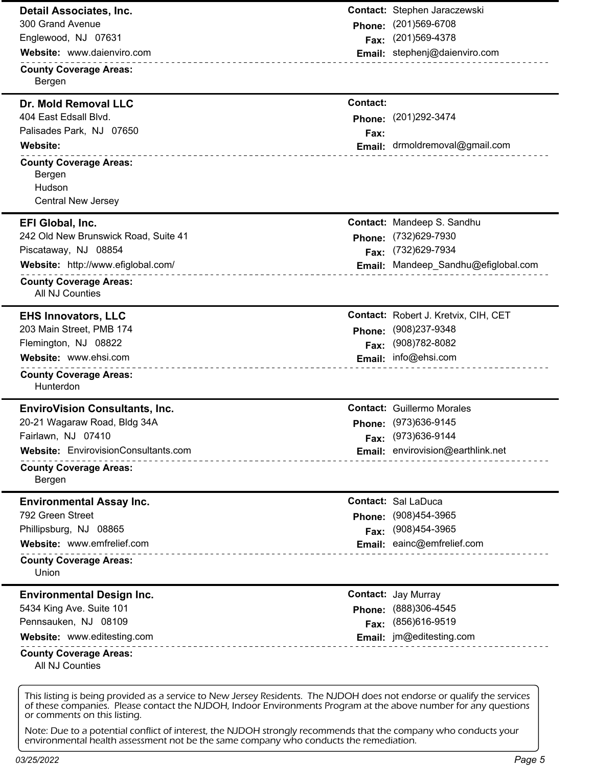## Detail Associates, Inc.

300 Grand Avenue
Englewood, NJ 07631

**Website:** www.daienviro.com

**Contact:** Stephen Jaraczewski
**Phone:** (201)569-6708
**Fax:** (201)569-4378
**Email:** stephenj@daienviro.com

**County Coverage Areas:**
Bergen

## Dr. Mold Removal LLC

404 East Edsall Blvd.
Palisades Park, NJ 07650

**Website:**

**Contact:**
**Phone:** (201)292-3474
**Fax:**
**Email:** drmoldremoval@gmail.com

**County Coverage Areas:**
Bergen
Hudson
Central New Jersey

## EFI Global, Inc.

242 Old New Brunswick Road, Suite 41
Piscataway, NJ 08854

**Website:** http://www.efiglobal.com/

**Contact:** Mandeep S. Sandhu
**Phone:** (732)629-7930
**Fax:** (732)629-7934
**Email:** Mandeep_Sandhu@efiglobal.com

**County Coverage Areas:**
All NJ Counties

## EHS Innovators, LLC

203 Main Street, PMB 174
Flemington, NJ 08822

**Website:** www.ehsi.com

**Contact:** Robert J. Kretvix, CIH, CET
**Phone:** (908)237-9348
**Fax:** (908)782-8082
**Email:** info@ehsi.com

**County Coverage Areas:**
Hunterdon

## EnviroVision Consultants, Inc.

20-21 Wagaraw Road, Bldg 34A
Fairlawn, NJ 07410

**Website:** EnvirovisionConsultants.com

**Contact:** Guillermo Morales
**Phone:** (973)636-9145
**Fax:** (973)636-9144
**Email:** envirovision@earthlink.net

**County Coverage Areas:**
Bergen

## Environmental Assay Inc.

792 Green Street
Phillipsburg, NJ 08865

**Website:** www.emfrelief.com

**Contact:** Sal LaDuca
**Phone:** (908)454-3965
**Fax:** (908)454-3965
**Email:** eainc@emfrelief.com

**County Coverage Areas:**
Union

## Environmental Design Inc.

5434 King Ave. Suite 101
Pennsauken, NJ 08109

**Website:** www.editesting.com

**Contact:** Jay Murray
**Phone:** (888)306-4545
**Fax:** (856)616-9519
**Email:** jm@editesting.com

**County Coverage Areas:**
All NJ Counties

---

This listing is being provided as a service to New Jersey Residents. The NJDOH does not endorse or qualify the services of these companies. Please contact the NJDOH, Indoor Environments Program at the above number for any questions or comments on this listing.

Note: Due to a potential conflict of interest, the NJDOH strongly recommends that the company who conducts your environmental health assessment not be the same company who conducts the remediation.

03/25/2022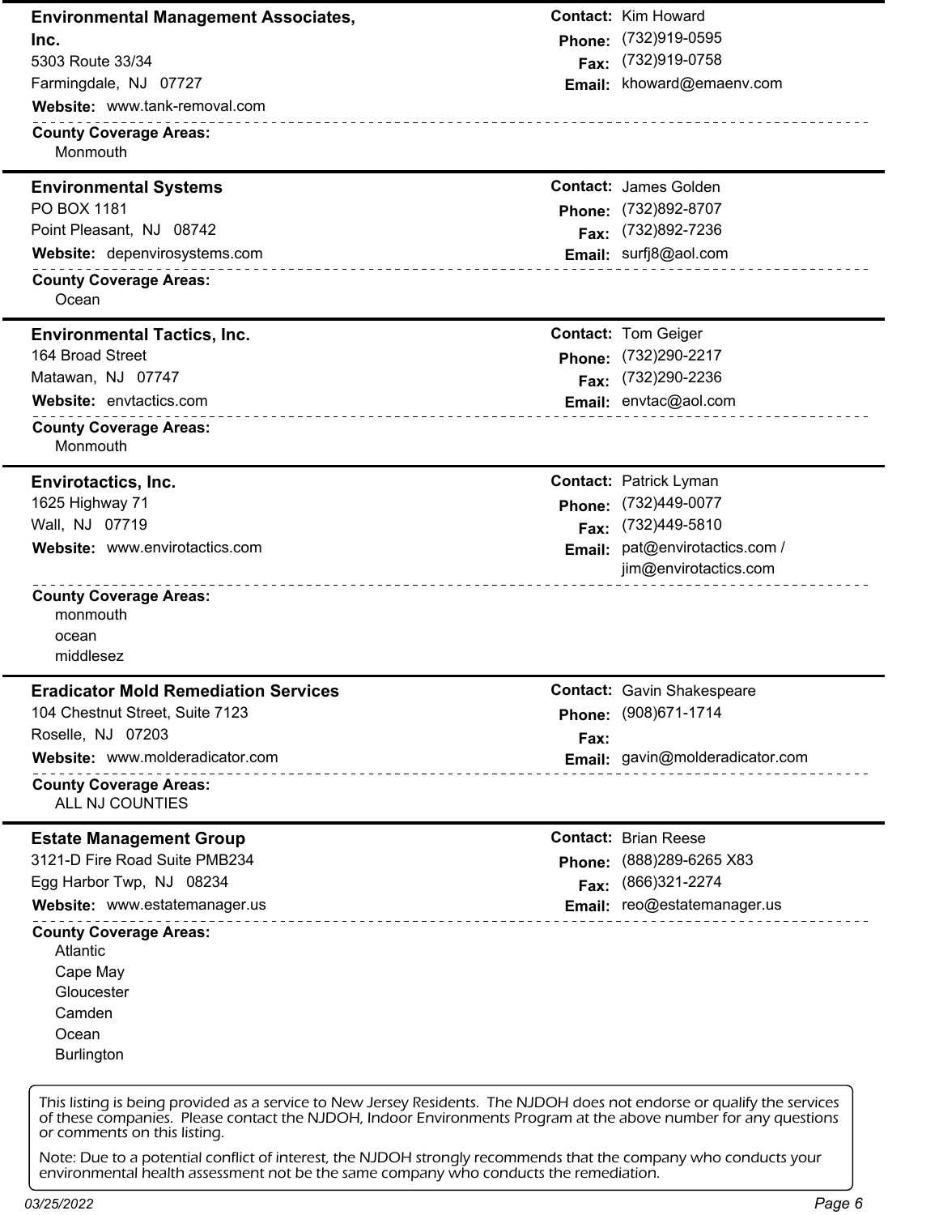## Environmental Management Associates, Inc.

5303 Route 33/34
Farmingdale, NJ 07727

**Website:** www.tank-removal.com

**Contact:** Kim Howard
**Phone:** (732)919-0595
**Fax:** (732)919-0758
**Email:** khoward@emaenv.com

**County Coverage Areas:**
- Monmouth

---

## Environmental Systems

PO BOX 1181
Point Pleasant, NJ 08742

**Website:** depenvirosystems.com

**Contact:** James Golden
**Phone:** (732)892-8707
**Fax:** (732)892-7236
**Email:** surfj8@aol.com

**County Coverage Areas:**
- Ocean

---

## Environmental Tactics, Inc.

164 Broad Street
Matawan, NJ 07747

**Website:** envtactics.com

**Contact:** Tom Geiger
**Phone:** (732)290-2217
**Fax:** (732)290-2236
**Email:** envtac@aol.com

**County Coverage Areas:**
- Monmouth

---

## Envirotactics, Inc.

1625 Highway 71
Wall, NJ 07719

**Website:** www.envirotactics.com

**Contact:** Patrick Lyman
**Phone:** (732)449-0077
**Fax:** (732)449-5810
**Email:** pat@envirotactics.com / jim@envirotactics.com

**County Coverage Areas:**
- monmouth
- ocean
- middlesez

---

## Eradicator Mold Remediation Services

104 Chestnut Street, Suite 7123
Roselle, NJ 07203

**Website:** www.molderadicator.com

**Contact:** Gavin Shakespeare
**Phone:** (908)671-1714
**Fax:**
**Email:** gavin@molderadicator.com

**County Coverage Areas:**
- ALL NJ COUNTIES

---

## Estate Management Group

3121-D Fire Road Suite PMB234
Egg Harbor Twp, NJ 08234

**Website:** www.estatemanager.us

**Contact:** Brian Reese
**Phone:** (888)289-6265 X83
**Fax:** (866)321-2274
**Email:** reo@estatemanager.us

**County Coverage Areas:**
- Atlantic
- Cape May
- Gloucester
- Camden
- Ocean
- Burlington

---

This listing is being provided as a service to New Jersey Residents. The NJDOH does not endorse or qualify the services of these companies. Please contact the NJDOH, Indoor Environments Program at the above number for any questions or comments on this listing.

Note: Due to a potential conflict of interest, the NJDOH strongly recommends that the company who conducts your environmental health assessment not be the same company who conducts the remediation.

03/25/2022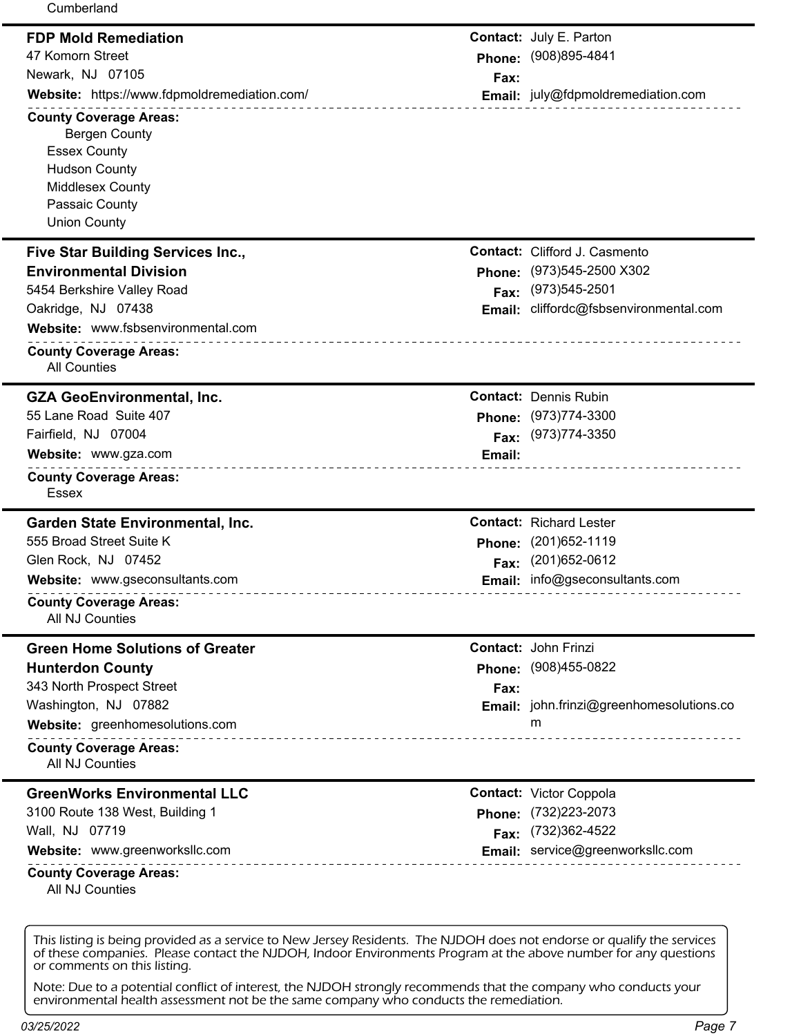Cumberland

### FDP Mold Remediation

47 Komorn Street
Newark, NJ 07105
**Website:** https://www.fdpmoldremediation.com/

**Contact:** July E. Parton
**Phone:** (908)895-4841
**Fax:**
**Email:** july@fdpmoldremediation.com

**County Coverage Areas:**
- Bergen County
- Essex County
- Hudson County
- Middlesex County
- Passaic County
- Union County

### Five Star Building Services Inc., Environmental Division

5454 Berkshire Valley Road
Oakridge, NJ 07438
**Website:** www.fsbsenvironmental.com

**Contact:** Clifford J. Casmento
**Phone:** (973)545-2500 X302
**Fax:** (973)545-2501
**Email:** cliffordc@fsbsenvironmental.com

**County Coverage Areas:**
All Counties

### GZA GeoEnvironmental, Inc.

55 Lane Road Suite 407
Fairfield, NJ 07004
**Website:** www.gza.com

**Contact:** Dennis Rubin
**Phone:** (973)774-3300
**Fax:** (973)774-3350
**Email:**

**County Coverage Areas:**
Essex

### Garden State Environmental, Inc.

555 Broad Street Suite K
Glen Rock, NJ 07452
**Website:** www.gseconsultants.com

**Contact:** Richard Lester
**Phone:** (201)652-1119
**Fax:** (201)652-0612
**Email:** info@gseconsultants.com

**County Coverage Areas:**
All NJ Counties

### Green Home Solutions of Greater Hunterdon County

343 North Prospect Street
Washington, NJ 07882
**Website:** greenhomesolutions.com

**Contact:** John Frinzi
**Phone:** (908)455-0822
**Fax:**
**Email:** john.frinzi@greenhomesolutions.com

**County Coverage Areas:**
All NJ Counties

### GreenWorks Environmental LLC

3100 Route 138 West, Building 1
Wall, NJ 07719
**Website:** www.greenworksllc.com

**Contact:** Victor Coppola
**Phone:** (732)223-2073
**Fax:** (732)362-4522
**Email:** service@greenworksllc.com

**County Coverage Areas:**
All NJ Counties

This listing is being provided as a service to New Jersey Residents. The NJDOH does not endorse or qualify the services of these companies. Please contact the NJDOH, Indoor Environments Program at the above number for any questions or comments on this listing.

Note: Due to a potential conflict of interest, the NJDOH strongly recommends that the company who conducts your environmental health assessment not be the same company who conducts the remediation.

03/25/2022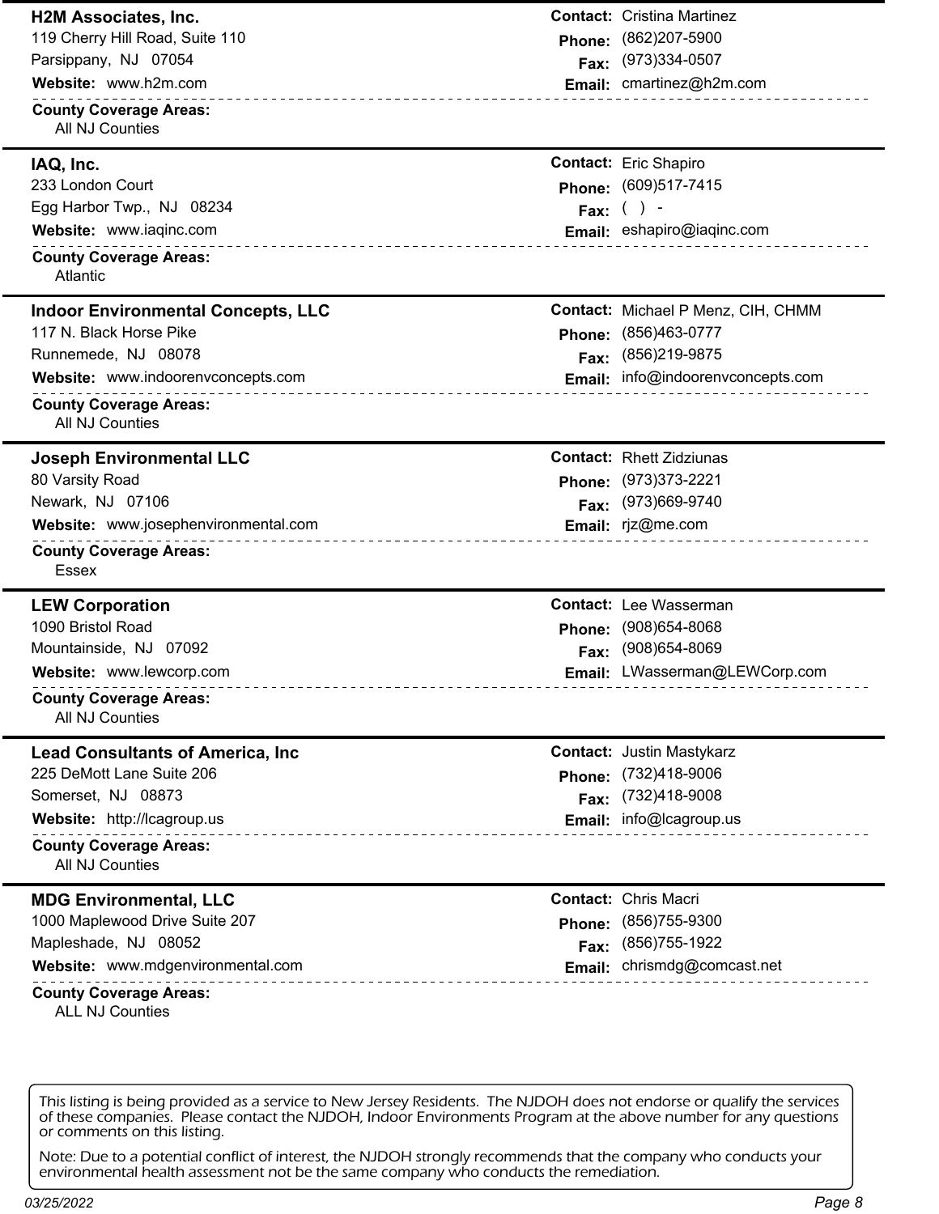## H2M Associates, Inc.

119 Cherry Hill Road, Suite 110
Parsippany, NJ 07054

**Website:** www.h2m.com

**Contact:** Cristina Martinez
**Phone:** (862)207-5900
**Fax:** (973)334-0507
**Email:** cmartinez@h2m.com

**County Coverage Areas:**
All NJ Counties

---

## IAQ, Inc.

233 London Court
Egg Harbor Twp., NJ 08234

**Website:** www.iaqinc.com

**Contact:** Eric Shapiro
**Phone:** (609)517-7415
**Fax:** ( ) -
**Email:** eshapiro@iaqinc.com

**County Coverage Areas:**
Atlantic

---

## Indoor Environmental Concepts, LLC

117 N. Black Horse Pike
Runnemede, NJ 08078

**Website:** www.indoorenvconcepts.com

**Contact:** Michael P Menz, CIH, CHMM
**Phone:** (856)463-0777
**Fax:** (856)219-9875
**Email:** info@indoorenvconcepts.com

**County Coverage Areas:**
All NJ Counties

---

## Joseph Environmental LLC

80 Varsity Road
Newark, NJ 07106

**Website:** www.josephenvironmental.com

**Contact:** Rhett Zidziunas
**Phone:** (973)373-2221
**Fax:** (973)669-9740
**Email:** rjz@me.com

**County Coverage Areas:**
Essex

---

## LEW Corporation

1090 Bristol Road
Mountainside, NJ 07092

**Website:** www.lewcorp.com

**Contact:** Lee Wasserman
**Phone:** (908)654-8068
**Fax:** (908)654-8069
**Email:** LWasserman@LEWCorp.com

**County Coverage Areas:**
All NJ Counties

---

## Lead Consultants of America, Inc

225 DeMott Lane Suite 206
Somerset, NJ 08873

**Website:** http://lcagroup.us

**Contact:** Justin Mastykarz
**Phone:** (732)418-9006
**Fax:** (732)418-9008
**Email:** info@lcagroup.us

**County Coverage Areas:**
All NJ Counties

---

## MDG Environmental, LLC

1000 Maplewood Drive Suite 207
Mapleshade, NJ 08052

**Website:** www.mdgenvironmental.com

**Contact:** Chris Macri
**Phone:** (856)755-9300
**Fax:** (856)755-1922
**Email:** chrismdg@comcast.net

**County Coverage Areas:**
ALL NJ Counties

---

This listing is being provided as a service to New Jersey Residents. The NJDOH does not endorse or qualify the services of these companies. Please contact the NJDOH, Indoor Environments Program at the above number for any questions or comments on this listing.

Note: Due to a potential conflict of interest, the NJDOH strongly recommends that the company who conducts your environmental health assessment not be the same company who conducts the remediation.

03/25/2022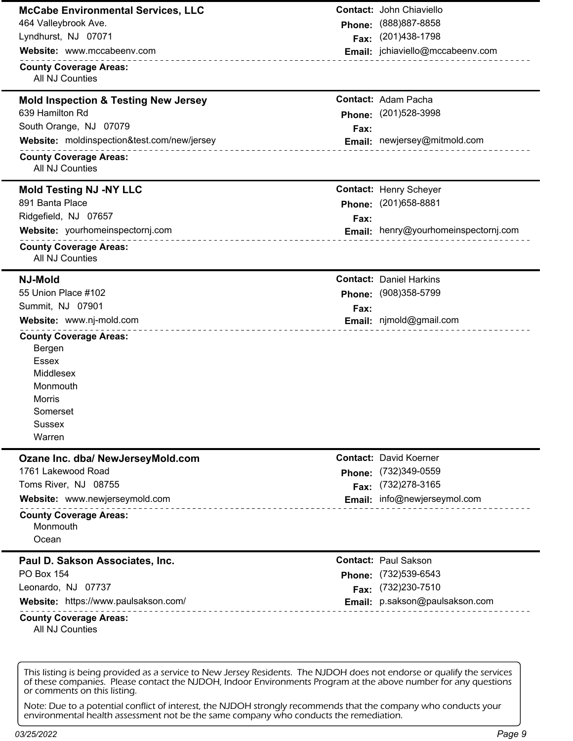## McCabe Environmental Services, LLC

464 Valleybrook Ave.
Lyndhurst, NJ 07071

**Website:** www.mccabeenv.com

**Contact:** John Chiaviello
**Phone:** (888)887-8858
**Fax:** (201)438-1798
**Email:** jchiaviello@mccabeenv.com

**County Coverage Areas:**
- All NJ Counties

## Mold Inspection & Testing New Jersey

639 Hamilton Rd
South Orange, NJ 07079

**Website:** moldinspection&test.com/new/jersey

**Contact:** Adam Pacha
**Phone:** (201)528-3998
**Fax:**
**Email:** newjersey@mitmold.com

**County Coverage Areas:**
- All NJ Counties

## Mold Testing NJ -NY LLC

891 Banta Place
Ridgefield, NJ 07657

**Website:** yourhomeinspectornj.com

**Contact:** Henry Scheyer
**Phone:** (201)658-8881
**Fax:**
**Email:** henry@yourhomeinspectornj.com

**County Coverage Areas:**
- All NJ Counties

## NJ-Mold

55 Union Place #102
Summit, NJ 07901

**Website:** www.nj-mold.com

**Contact:** Daniel Harkins
**Phone:** (908)358-5799
**Fax:**
**Email:** njmold@gmail.com

**County Coverage Areas:**
- Bergen
- Essex
- Middlesex
- Monmouth
- Morris
- Somerset
- Sussex
- Warren

## Ozane Inc. dba/ NewJerseyMold.com

1761 Lakewood Road
Toms River, NJ 08755

**Website:** www.newjerseymold.com

**Contact:** David Koerner
**Phone:** (732)349-0559
**Fax:** (732)278-3165
**Email:** info@newjerseymol.com

**County Coverage Areas:**
- Monmouth
- Ocean

## Paul D. Sakson Associates, Inc.

PO Box 154
Leonardo, NJ 07737

**Website:** https://www.paulsakson.com/

**Contact:** Paul Sakson
**Phone:** (732)539-6543
**Fax:** (732)230-7510
**Email:** p.sakson@paulsakson.com

**County Coverage Areas:**
- All NJ Counties

---

This listing is being provided as a service to New Jersey Residents. The NJDOH does not endorse or qualify the services of these companies. Please contact the NJDOH, Indoor Environments Program at the above number for any questions or comments on this listing.

Note: Due to a potential conflict of interest, the NJDOH strongly recommends that the company who conducts your environmental health assessment not be the same company who conducts the remediation.

03/25/2022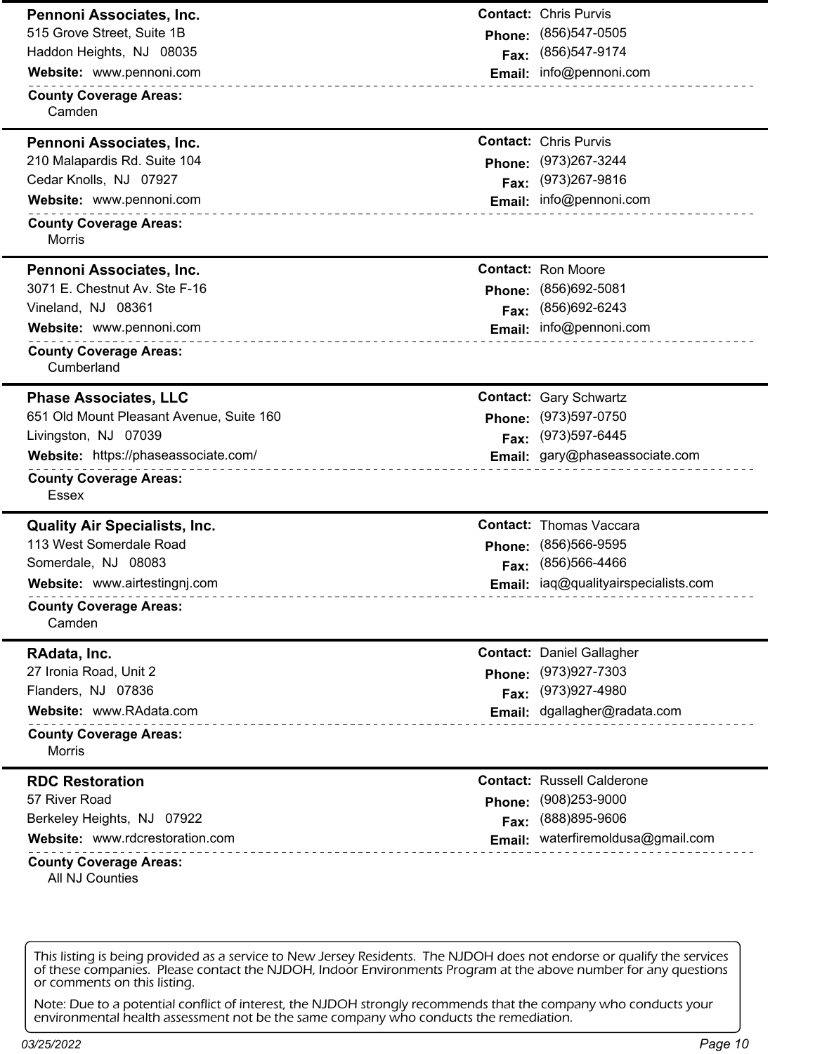**Pennoni Associates, Inc.**
515 Grove Street, Suite 1B
Haddon Heights, NJ 08035
**Website:** www.pennoni.com

**Contact:** Chris Purvis
**Phone:** (856)547-0505
**Fax:** (856)547-9174
**Email:** info@pennoni.com

**County Coverage Areas:**
Camden

---

**Pennoni Associates, Inc.**
210 Malapardis Rd. Suite 104
Cedar Knolls, NJ 07927
**Website:** www.pennoni.com

**Contact:** Chris Purvis
**Phone:** (973)267-3244
**Fax:** (973)267-9816
**Email:** info@pennoni.com

**County Coverage Areas:**
Morris

---

**Pennoni Associates, Inc.**
3071 E. Chestnut Av. Ste F-16
Vineland, NJ 08361
**Website:** www.pennoni.com

**Contact:** Ron Moore
**Phone:** (856)692-5081
**Fax:** (856)692-6243
**Email:** info@pennoni.com

**County Coverage Areas:**
Cumberland

---

**Phase Associates, LLC**
651 Old Mount Pleasant Avenue, Suite 160
Livingston, NJ 07039
**Website:** https://phaseassociate.com/

**Contact:** Gary Schwartz
**Phone:** (973)597-0750
**Fax:** (973)597-6445
**Email:** gary@phaseassociate.com

**County Coverage Areas:**
Essex

---

**Quality Air Specialists, Inc.**
113 West Somerdale Road
Somerdale, NJ 08083
**Website:** www.airtestingnj.com

**Contact:** Thomas Vaccara
**Phone:** (856)566-9595
**Fax:** (856)566-4466
**Email:** iaq@qualityairspecialists.com

**County Coverage Areas:**
Camden

---

**RAdata, Inc.**
27 Ironia Road, Unit 2
Flanders, NJ 07836
**Website:** www.RAdata.com

**Contact:** Daniel Gallagher
**Phone:** (973)927-7303
**Fax:** (973)927-4980
**Email:** dgallagher@radata.com

**County Coverage Areas:**
Morris

---

**RDC Restoration**
57 River Road
Berkeley Heights, NJ 07922
**Website:** www.rdcrestoration.com

**Contact:** Russell Calderone
**Phone:** (908)253-9000
**Fax:** (888)895-9606
**Email:** waterfiremoldusa@gmail.com

**County Coverage Areas:**
All NJ Counties

---

This listing is being provided as a service to New Jersey Residents. The NJDOH does not endorse or qualify the services of these companies. Please contact the NJDOH, Indoor Environments Program at the above number for any questions or comments on this listing.

Note: Due to a potential conflict of interest, the NJDOH strongly recommends that the company who conducts your environmental health assessment not be the same company who conducts the remediation.

03/25/2022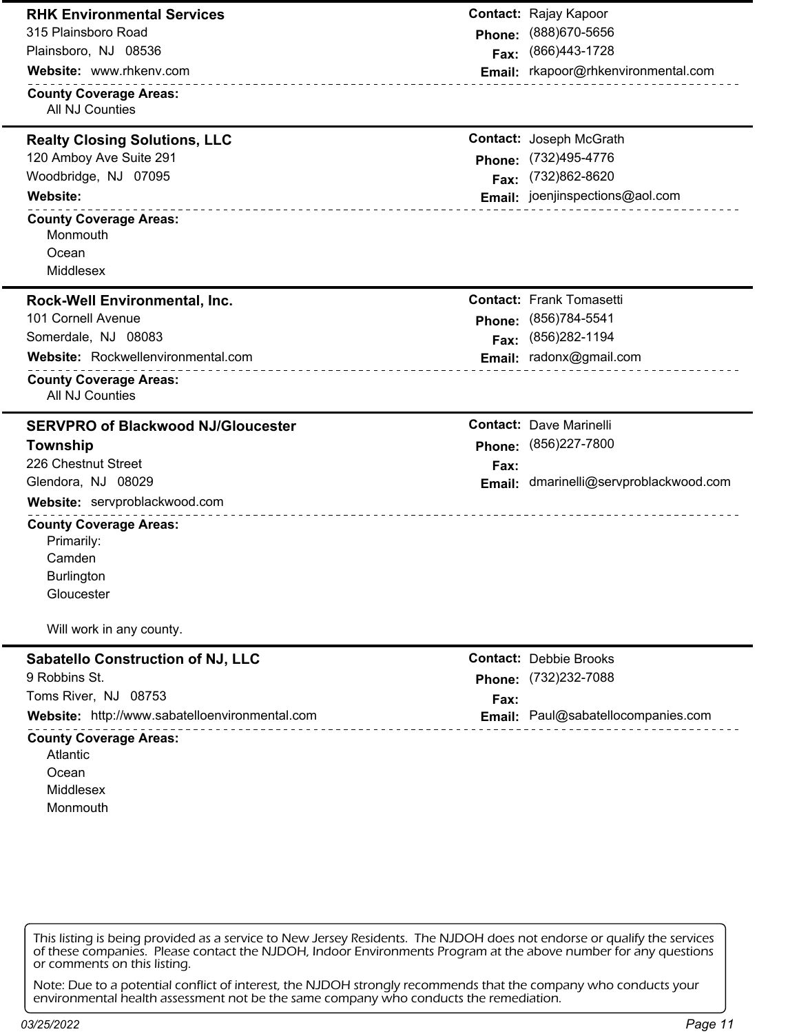## RHK Environmental Services

315 Plainsboro Road
Plainsboro, NJ 08536

**Website:** www.rhkenv.com

**Contact:** Rajay Kapoor
**Phone:** (888)670-5656
**Fax:** (866)443-1728
**Email:** rkapoor@rhkenvironmental.com

**County Coverage Areas:**
All NJ Counties

---

## Realty Closing Solutions, LLC

120 Amboy Ave Suite 291
Woodbridge, NJ 07095

**Website:**

**Contact:** Joseph McGrath
**Phone:** (732)495-4776
**Fax:** (732)862-8620
**Email:** joenjinspections@aol.com

**County Coverage Areas:**
Monmouth
Ocean
Middlesex

---

## Rock-Well Environmental, Inc.

101 Cornell Avenue
Somerdale, NJ 08083

**Website:** Rockwellenvironmental.com

**Contact:** Frank Tomasetti
**Phone:** (856)784-5541
**Fax:** (856)282-1194
**Email:** radonx@gmail.com

**County Coverage Areas:**
All NJ Counties

---

## SERVPRO of Blackwood NJ/Gloucester Township

226 Chestnut Street
Glendora, NJ 08029

**Website:** servproblackwood.com

**Contact:** Dave Marinelli
**Phone:** (856)227-7800
**Fax:**
**Email:** dmarinelli@servproblackwood.com

**County Coverage Areas:**
Primarily:
Camden
Burlington
Gloucester

Will work in any county.

---

## Sabatello Construction of NJ, LLC

9 Robbins St.
Toms River, NJ 08753

**Website:** http://www.sabatelloenvironmental.com

**Contact:** Debbie Brooks
**Phone:** (732)232-7088
**Fax:**
**Email:** Paul@sabatellocompanies.com

**County Coverage Areas:**
Atlantic
Ocean
Middlesex
Monmouth

---

This listing is being provided as a service to New Jersey Residents. The NJDOH does not endorse or qualify the services of these companies. Please contact the NJDOH, Indoor Environments Program at the above number for any questions or comments on this listing.

Note: Due to a potential conflict of interest, the NJDOH strongly recommends that the company who conducts your environmental health assessment not be the same company who conducts the remediation.

03/25/2022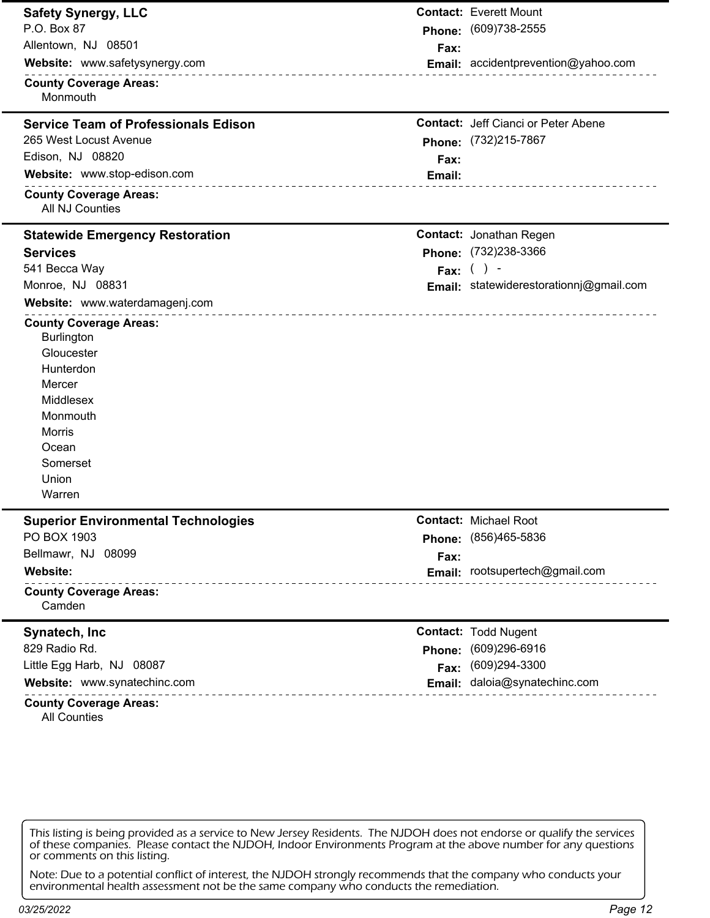## Safety Synergy, LLC

P.O. Box 87
Allentown, NJ 08501

**Website:** www.safetysynergy.com

**Contact:** Everett Mount
**Phone:** (609)738-2555
**Fax:**
**Email:** accidentprevention@yahoo.com

**County Coverage Areas:**
- Monmouth

## Service Team of Professionals Edison

265 West Locust Avenue
Edison, NJ 08820

**Website:** www.stop-edison.com

**Contact:** Jeff Cianci or Peter Abene
**Phone:** (732)215-7867
**Fax:**
**Email:**

**County Coverage Areas:**
- All NJ Counties

## Statewide Emergency Restoration Services

541 Becca Way
Monroe, NJ 08831

**Website:** www.waterdamagenj.com

**Contact:** Jonathan Regen
**Phone:** (732)238-3366
**Fax:** ( ) -
**Email:** statewiderestorationnj@gmail.com

**County Coverage Areas:**
- Burlington
- Gloucester
- Hunterdon
- Mercer
- Middlesex
- Monmouth
- Morris
- Ocean
- Somerset
- Union
- Warren

## Superior Environmental Technologies

PO BOX 1903
Bellmawr, NJ 08099

**Website:**

**Contact:** Michael Root
**Phone:** (856)465-5836
**Fax:**
**Email:** rootsupertech@gmail.com

**County Coverage Areas:**
- Camden

## Synatech, Inc

829 Radio Rd.
Little Egg Harb, NJ 08087

**Website:** www.synatechinc.com

**Contact:** Todd Nugent
**Phone:** (609)296-6916
**Fax:** (609)294-3300
**Email:** daloia@synatechinc.com

**County Coverage Areas:**
- All Counties

This listing is being provided as a service to New Jersey Residents. The NJDOH does not endorse or qualify the services of these companies. Please contact the NJDOH, Indoor Environments Program at the above number for any questions or comments on this listing.

Note: Due to a potential conflict of interest, the NJDOH strongly recommends that the company who conducts your environmental health assessment not be the same company who conducts the remediation.

03/25/2022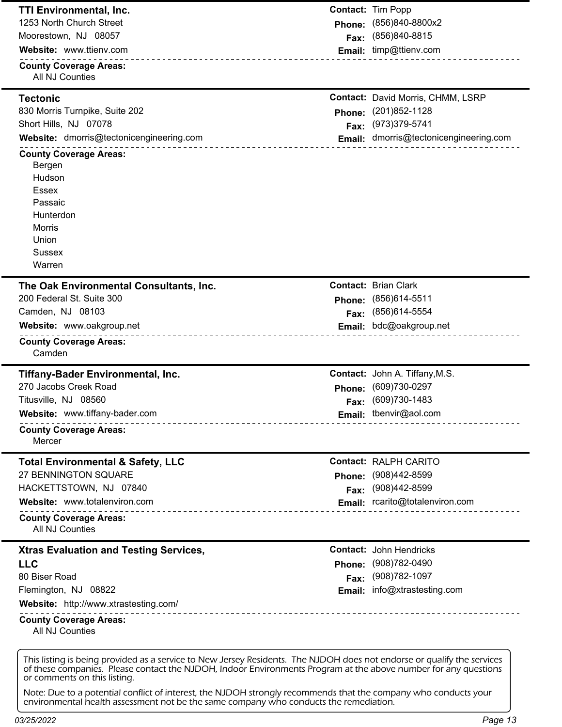## TTI Environmental, Inc.

1253 North Church Street
Moorestown, NJ 08057

**Website:** www.ttienv.com

**Contact:** Tim Popp
**Phone:** (856)840-8800x2
**Fax:** (856)840-8815
**Email:** timp@ttienv.com

**County Coverage Areas:**
- All NJ Counties

## Tectonic

830 Morris Turnpike, Suite 202
Short Hills, NJ 07078

**Website:** dmorris@tectonicengineering.com

**Contact:** David Morris, CHMM, LSRP
**Phone:** (201)852-1128
**Fax:** (973)379-5741
**Email:** dmorris@tectonicengineering.com

**County Coverage Areas:**
- Bergen
- Hudson
- Essex
- Passaic
- Hunterdon
- Morris
- Union
- Sussex
- Warren

## The Oak Environmental Consultants, Inc.

200 Federal St. Suite 300
Camden, NJ 08103

**Website:** www.oakgroup.net

**Contact:** Brian Clark
**Phone:** (856)614-5511
**Fax:** (856)614-5554
**Email:** bdc@oakgroup.net

**County Coverage Areas:**
- Camden

## Tiffany-Bader Environmental, Inc.

270 Jacobs Creek Road
Titusville, NJ 08560

**Website:** www.tiffany-bader.com

**Contact:** John A. Tiffany,M.S.
**Phone:** (609)730-0297
**Fax:** (609)730-1483
**Email:** tbenvir@aol.com

**County Coverage Areas:**
- Mercer

## Total Environmental & Safety, LLC

27 BENNINGTON SQUARE
HACKETTSTOWN, NJ 07840

**Website:** www.totalenviron.com

**Contact:** RALPH CARITO
**Phone:** (908)442-8599
**Fax:** (908)442-8599
**Email:** rcarito@totalenviron.com

**County Coverage Areas:**
- All NJ Counties

## Xtras Evaluation and Testing Services, LLC

80 Biser Road
Flemington, NJ 08822

**Website:** http://www.xtrastesting.com/

**Contact:** John Hendricks
**Phone:** (908)782-0490
**Fax:** (908)782-1097
**Email:** info@xtrastesting.com

**County Coverage Areas:**
- All NJ Counties

---

This listing is being provided as a service to New Jersey Residents. The NJDOH does not endorse or qualify the services of these companies. Please contact the NJDOH, Indoor Environments Program at the above number for any questions or comments on this listing.

Note: Due to a potential conflict of interest, the NJDOH strongly recommends that the company who conducts your environmental health assessment not be the same company who conducts the remediation.

03/25/2022